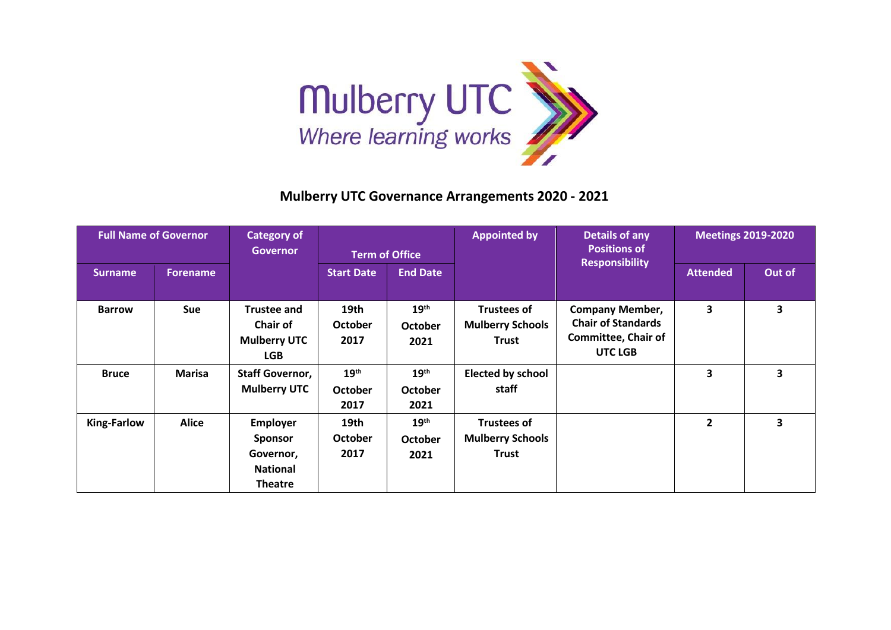Mulberry UTC
*Where learning works*

## Mulberry UTC Governance Arrangements 2020 - 2021

| Full Name of Governor | | Category of Governor | Term of Office | | Appointed by | Details of any Positions of Responsibility | Meetings 2019-2020 | |
|---|---|---|---|---|---|---|---|---|
| Surname | Forename | | Start Date | End Date | | | Attended | Out of |
| **Barrow** | **Sue** | **Trustee and Chair of Mulberry UTC LGB** | **19th October 2017** | **19th October 2021** | **Trustees of Mulberry Schools Trust** | **Company Member, Chair of Standards Committee, Chair of UTC LGB** | **3** | **3** |
| **Bruce** | **Marisa** | **Staff Governor, Mulberry UTC** | **19th October 2017** | **19th October 2021** | **Elected by school staff** | | **3** | **3** |
| **King-Farlow** | **Alice** | **Employer Sponsor Governor, National Theatre** | **19th October 2017** | **19th October 2021** | **Trustees of Mulberry Schools Trust** | | **2** | **3** |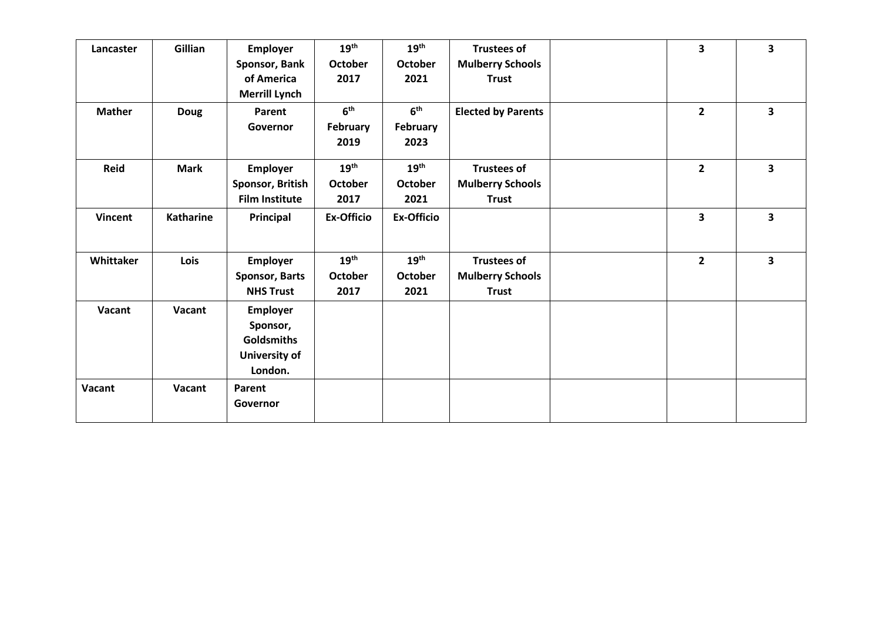| | | | | | | | | |
|---|---|---|---|---|---|---|---|---|
| **Lancaster** | **Gillian** | **Employer Sponsor, Bank of America Merrill Lynch** | **19th October 2017** | **19th October 2021** | **Trustees of Mulberry Schools Trust** | | **3** | **3** |
| **Mather** | **Doug** | **Parent Governor** | **6th February 2019** | **6th February 2023** | **Elected by Parents** | | **2** | **3** |
| **Reid** | **Mark** | **Employer Sponsor, British Film Institute** | **19th October 2017** | **19th October 2021** | **Trustees of Mulberry Schools Trust** | | **2** | **3** |
| **Vincent** | **Katharine** | **Principal** | **Ex-Officio** | **Ex-Officio** | | | **3** | **3** |
| **Whittaker** | **Lois** | **Employer Sponsor, Barts NHS Trust** | **19th October 2017** | **19th October 2021** | **Trustees of Mulberry Schools Trust** | | **2** | **3** |
| **Vacant** | **Vacant** | **Employer Sponsor, Goldsmiths University of London.** | | | | | | |
| **Vacant** | **Vacant** | **Parent Governor** | | | | | | |